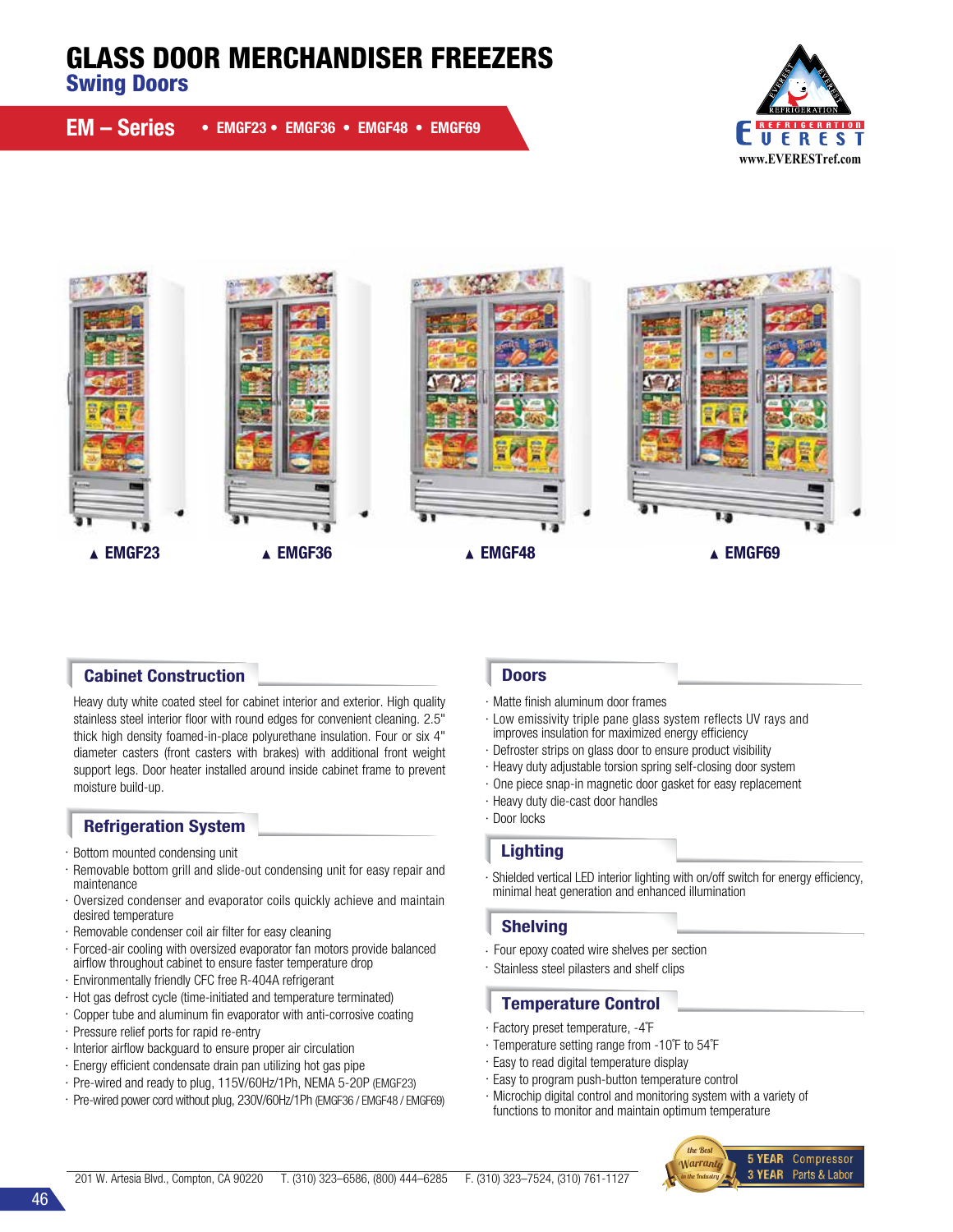# GLASS DOOR MERCHANDISER FREEZERS

## Swing Doors

**EM – Series** • EMGF23 • EMGF36 • EMGF48 • EMGF69

REFRIGERATION EVEREST
www.EVERESTref.com

▲ EMGF23 ▲ EMGF36 ▲ EMGF48 ▲ EMGF69

### Cabinet Construction

Heavy duty white coated steel for cabinet interior and exterior. High quality stainless steel interior floor with round edges for convenient cleaning. 2.5" thick high density foamed-in-place polyurethane insulation. Four or six 4" diameter casters (front casters with brakes) with additional front weight support legs. Door heater installed around inside cabinet frame to prevent moisture build-up.

### Refrigeration System

- Bottom mounted condensing unit
- Removable bottom grill and slide-out condensing unit for easy repair and maintenance
- Oversized condenser and evaporator coils quickly achieve and maintain desired temperature
- Removable condenser coil air filter for easy cleaning
- Forced-air cooling with oversized evaporator fan motors provide balanced airflow throughout cabinet to ensure faster temperature drop
- Environmentally friendly CFC free R-404A refrigerant
- Hot gas defrost cycle (time-initiated and temperature terminated)
- Copper tube and aluminum fin evaporator with anti-corrosive coating
- Pressure relief ports for rapid re-entry
- Interior airflow backguard to ensure proper air circulation
- Energy efficient condensate drain pan utilizing hot gas pipe
- Pre-wired and ready to plug, 115V/60Hz/1Ph, NEMA 5-20P (EMGF23)
- Pre-wired power cord without plug, 230V/60Hz/1Ph (EMGF36 / EMGF48 / EMGF69)

### Doors

- Matte finish aluminum door frames
- Low emissivity triple pane glass system reflects UV rays and improves insulation for maximized energy efficiency
- Defroster strips on glass door to ensure product visibility
- Heavy duty adjustable torsion spring self-closing door system
- One piece snap-in magnetic door gasket for easy replacement
- Heavy duty die-cast door handles
- Door locks

### Lighting

- Shielded vertical LED interior lighting with on/off switch for energy efficiency, minimal heat generation and enhanced illumination

### Shelving

- Four epoxy coated wire shelves per section
- Stainless steel pilasters and shelf clips

### Temperature Control

- Factory preset temperature, -4˚F
- Temperature setting range from -10˚F to 54˚F
- Easy to read digital temperature display
- Easy to program push-button temperature control
- Microchip digital control and monitoring system with a variety of functions to monitor and maintain optimum temperature

the Best Warranty in the Industry — 5 YEAR Compressor, 3 YEAR Parts & Labor

201 W. Artesia Blvd., Compton, CA 90220 T. (310) 323–6586, (800) 444–6285 F. (310) 323–7524, (310) 761-1127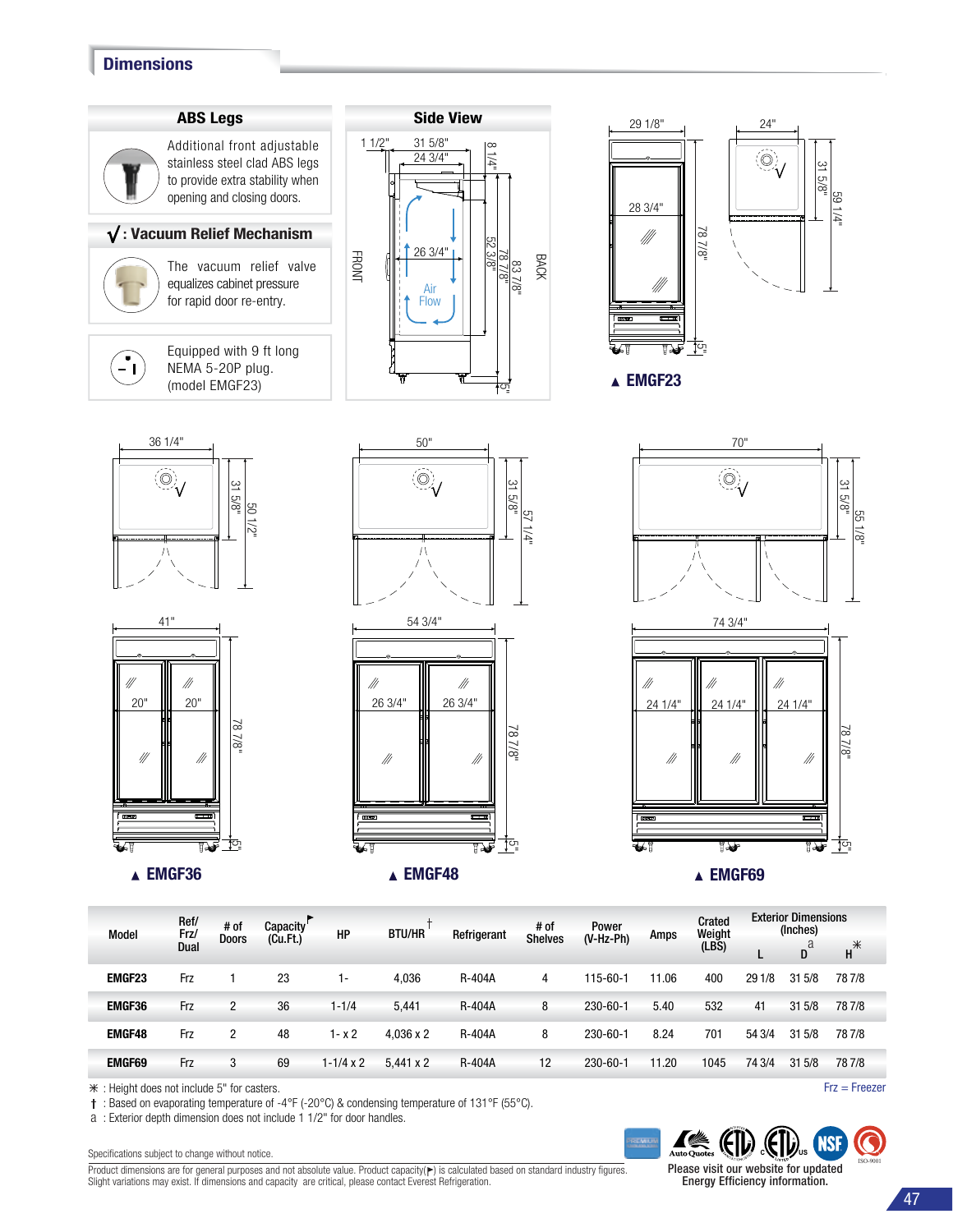## Dimensions

### ABS Legs

Additional front adjustable stainless steel clad ABS legs to provide extra stability when opening and closing doors.

### √ : Vacuum Relief Mechanism

The vacuum relief valve equalizes cabinet pressure for rapid door re-entry.

Equipped with 9 ft long NEMA 5-20P plug. (model EMGF23)

### Side View

1 1/2"
31 5/8"
24 3/4"
8 1/4"
26 3/4"
52 3/8"
78 7/8"
83 7/8"
5"
FRONT
BACK
Air Flow

29 1/8"
28 3/4"
78 7/8"
5"
24"
31 5/8"
59 1/4"

▲ EMGF23

36 1/4"
31 5/8"
50 1/2"
41"
20"
20"
78 7/8"
5"

▲ EMGF36

50"
31 5/8"
57 1/4"
54 3/4"
26 3/4"
26 3/4"
78 7/8"
5"

▲ EMGF48

70"
31 5/8"
55 1/8"
74 3/4"
24 1/4"
24 1/4"
24 1/4"
78 7/8"
5"

▲ EMGF69

| Model | Ref/ Frz/ Dual | # of Doors | Capacity (Cu.Ft.) | HP | BTU/HR † | Refrigerant | # of Shelves | Power (V-Hz-Ph) | Amps | Crated Weight (LBS) | Exterior Dimensions (Inches) | | |
|---|---|---|---|---|---|---|---|---|---|---|---|---|---|
| | | | | | | | | | | | L | D a | H ✳ |
| EMGF23 | Frz | 1 | 23 | 1- | 4,036 | R-404A | 4 | 115-60-1 | 11.06 | 400 | 29 1/8 | 31 5/8 | 78 7/8 |
| EMGF36 | Frz | 2 | 36 | 1-1/4 | 5,441 | R-404A | 8 | 230-60-1 | 5.40 | 532 | 41 | 31 5/8 | 78 7/8 |
| EMGF48 | Frz | 2 | 48 | 1- x 2 | 4,036 x 2 | R-404A | 8 | 230-60-1 | 8.24 | 701 | 54 3/4 | 31 5/8 | 78 7/8 |
| EMGF69 | Frz | 3 | 69 | 1-1/4 x 2 | 5,441 x 2 | R-404A | 12 | 230-60-1 | 11.20 | 1045 | 74 3/4 | 31 5/8 | 78 7/8 |

✳ : Height does not include 5" for casters.

† : Based on evaporating temperature of -4°F (-20°C) & condensing temperature of 131°F (55°C).

a : Exterior depth dimension does not include 1 1/2" for door handles.

Frz = Freezer

Specifications subject to change without notice.

Product dimensions are for general purposes and not absolute value. Product capacity(▸) is calculated based on standard industry figures. Slight variations may exist. If dimensions and capacity are critical, please contact Everest Refrigeration.

Please visit our website for updated Energy Efficiency information.